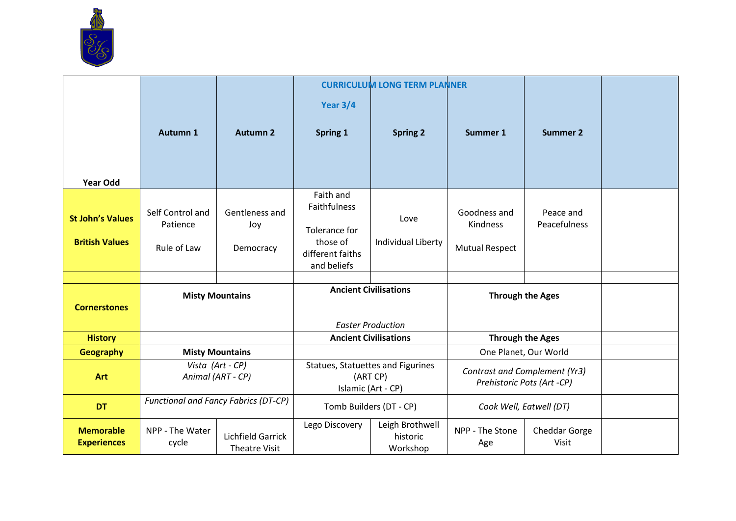## CURRICULUM LONG TERM PLANNER

### Year 3/4

| Year Odd | Autumn 1 | Autumn 2 | Spring 1 | Spring 2 | Summer 1 | Summer 2 | |
|---|---|---|---|---|---|---|---|
| **St John's Values**<br><br>**British Values** | Self Control and Patience<br><br>Rule of Law | Gentleness and Joy<br><br>Democracy | Faith and Faithfulness<br><br>Tolerance for those of different faiths and beliefs | Love<br><br>Individual Liberty | Goodness and Kindness<br><br>Mutual Respect | Peace and Peacefulness | |
| | | | | | | | |
| **Cornerstones** | **Misty Mountains** | | **Ancient Civilisations**<br><br>*Easter Production* | | **Through the Ages** | | |
| **History** | | | **Ancient Civilisations** | | **Through the Ages** | | |
| **Geography** | **Misty Mountains** | | | | One Planet, Our World | | |
| **Art** | *Vista (Art - CP)*<br>*Animal (ART - CP)* | | Statues, Statuettes and Figurines (ART CP)<br>Islamic (Art - CP) | | *Contrast and Complement (Yr3)*<br>*Prehistoric Pots (Art -CP)* | | |
| **DT** | *Functional and Fancy Fabrics (DT-CP)* | | Tomb Builders (DT - CP) | | *Cook Well, Eatwell (DT)* | | |
| **Memorable Experiences** | NPP - The Water cycle | Lichfield Garrick Theatre Visit | Lego Discovery | Leigh Brothwell historic Workshop | NPP - The Stone Age | Cheddar Gorge Visit | |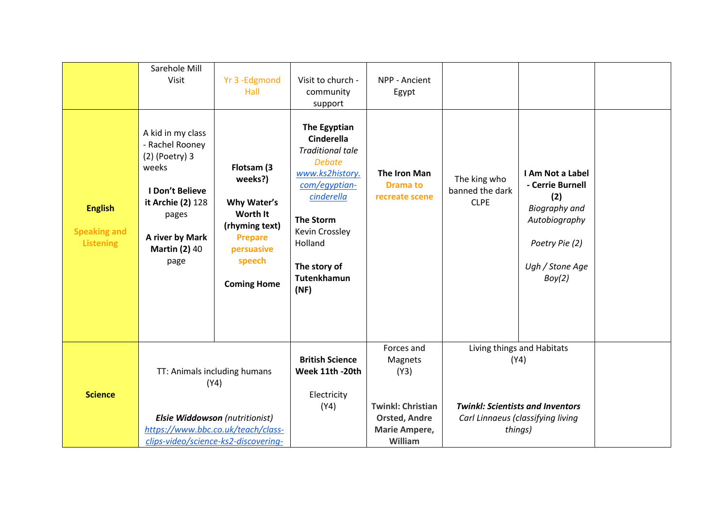| | | | | | | | |
|---|---|---|---|---|---|---|---|
| | Sarehole Mill Visit | Yr 3 -Edgmond Hall | Visit to church - community support | NPP - Ancient Egypt | | | |
| **English** Speaking and Listening | A kid in my class - Rachel Rooney (2) (Poetry) 3 weeks **I Don't Believe it Archie (2)** 128 pages **A river by Mark Martin (2)** 40 page | **Flotsam (3 weeks?)** **Why Water's Worth It (rhyming text)** **Prepare persuasive speech** **Coming Home** | **The Egyptian Cinderella** *Traditional tale* *Debate* *www.ks2history.com/egyptian-cinderella* **The Storm** Kevin Crossley Holland **The story of Tutenkhamun (NF)** | **The Iron Man** **Drama to recreate scene** | The king who banned the dark CLPE | **I Am Not a Label - Cerrie Burnell (2)** *Biography and Autobiography* *Poetry Pie (2)* *Ugh / Stone Age Boy(2)* | |
| **Science** | TT: Animals including humans (Y4) ***Elsie Widdowson** (nutritionist)* *https://www.bbc.co.uk/teach/class-clips-video/science-ks2-discovering-* | | **British Science Week 11th -20th** Electricity (Y4) | Forces and Magnets (Y3) **Twinkl: Christian Orsted, Andre Marie Ampere, William** | Living things and Habitats (Y4) ***Twinkl: Scientists and Inventors*** *Carl Linnaeus (classifying living things)* | | |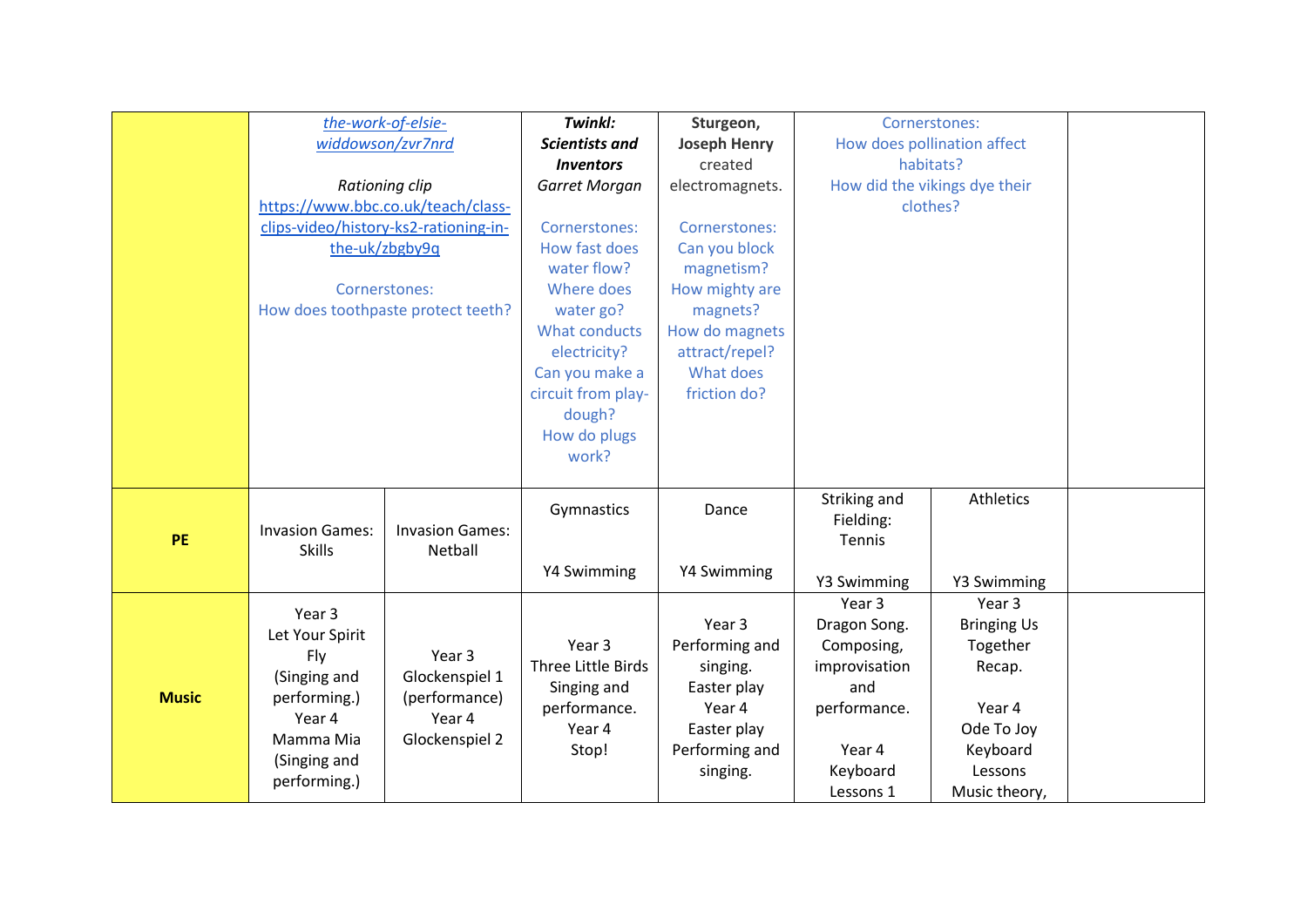| | | | | | | | |
|---|---|---|---|---|---|---|---|
| | *the-work-of-elsie-widdowson/zvr7nrd*<br><br>*Rationing clip*<br>https://www.bbc.co.uk/teach/class-clips-video/history-ks2-rationing-in-the-uk/zbgby9q<br><br>Cornerstones:<br>How does toothpaste protect teeth? | | ***Twinkl: Scientists and Inventors***<br>*Garret Morgan*<br><br>Cornerstones:<br>How fast does water flow?<br>Where does water go?<br>What conducts electricity?<br>Can you make a circuit from play-dough?<br>How do plugs work? | **Sturgeon, Joseph Henry** created electromagnets.<br><br>Cornerstones:<br>Can you block magnetism?<br>How mighty are magnets?<br>How do magnets attract/repel?<br>What does friction do? | Cornerstones:<br>How does pollination affect habitats?<br>How did the vikings dye their clothes? | | |
| **PE** | Invasion Games: Skills | Invasion Games: Netball | Gymnastics<br><br>Y4 Swimming | Dance<br><br>Y4 Swimming | Striking and Fielding: Tennis<br><br>Y3 Swimming | Athletics<br><br>Y3 Swimming | |
| **Music** | Year 3<br>Let Your Spirit Fly<br>(Singing and performing.)<br>Year 4<br>Mamma Mia<br>(Singing and performing.) | Year 3<br>Glockenspiel 1<br>(performance)<br>Year 4<br>Glockenspiel 2 | Year 3<br>Three Little Birds<br>Singing and performance.<br>Year 4<br>Stop! | Year 3<br>Performing and singing.<br>Easter play<br>Year 4<br>Easter play<br>Performing and singing. | Year 3<br>Dragon Song.<br>Composing, improvisation and performance.<br><br>Year 4<br>Keyboard Lessons 1 | Year 3<br>Bringing Us Together<br>Recap.<br><br>Year 4<br>Ode To Joy<br>Keyboard Lessons<br>Music theory, | |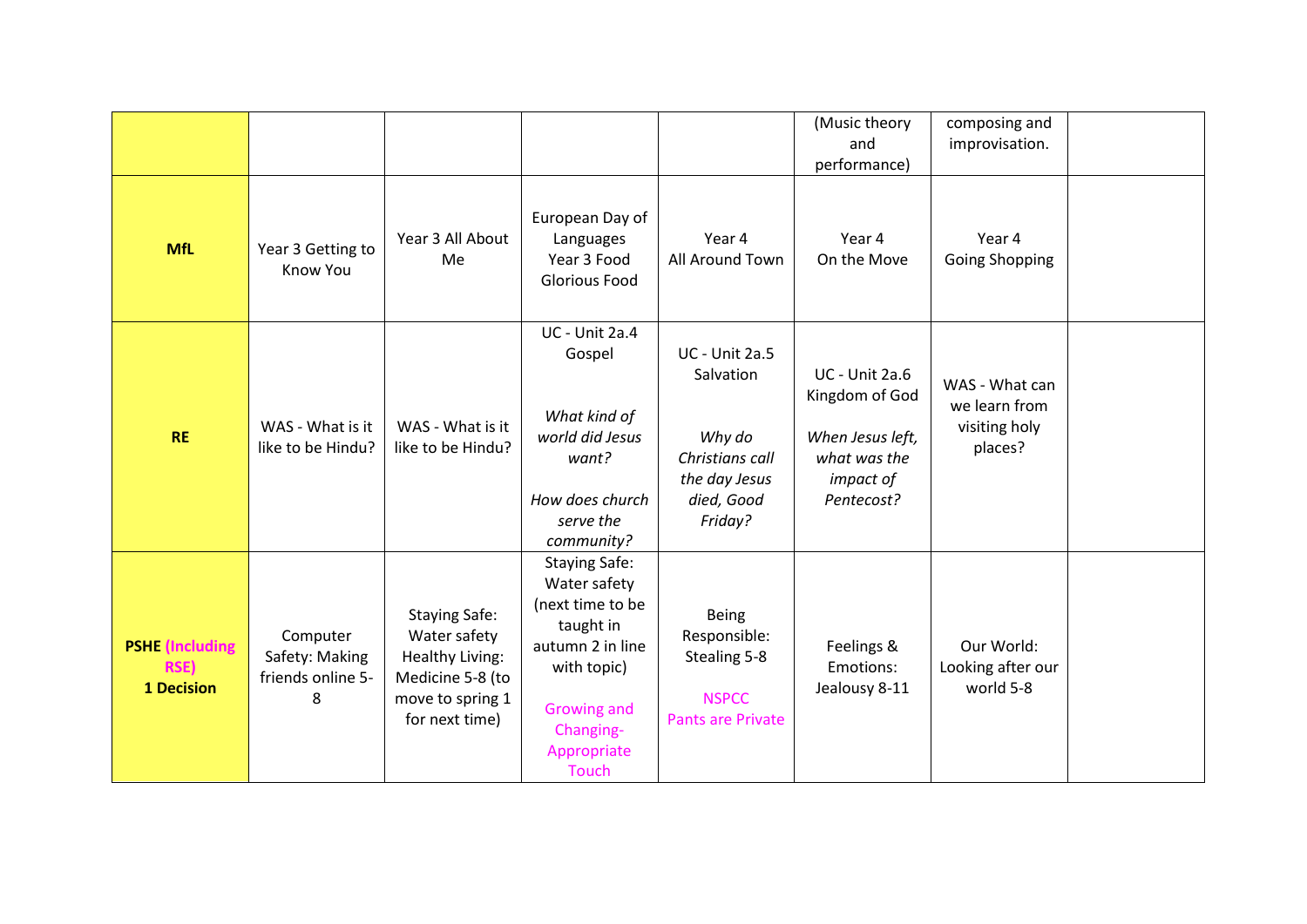| | | | | | | | |
|---|---|---|---|---|---|---|---|
| | | | | | (Music theory and performance) | composing and improvisation. | |
| **MfL** | Year 3 Getting to Know You | Year 3 All About Me | European Day of Languages Year 3 Food Glorious Food | Year 4 All Around Town | Year 4 On the Move | Year 4 Going Shopping | |
| **RE** | WAS - What is it like to be Hindu? | WAS - What is it like to be Hindu? | UC - Unit 2a.4 Gospel *What kind of world did Jesus want?* *How does church serve the community?* | UC - Unit 2a.5 Salvation *Why do Christians call the day Jesus died, Good Friday?* | UC - Unit 2a.6 Kingdom of God *When Jesus left, what was the impact of Pentecost?* | WAS - What can we learn from visiting holy places? | |
| **PSHE (Including RSE) 1 Decision** | Computer Safety: Making friends online 5-8 | Staying Safe: Water safety Healthy Living: Medicine 5-8 (to move to spring 1 for next time) | Staying Safe: Water safety (next time to be taught in autumn 2 in line with topic) Growing and Changing- Appropriate Touch | Being Responsible: Stealing 5-8 NSPCC Pants are Private | Feelings & Emotions: Jealousy 8-11 | Our World: Looking after our world 5-8 | |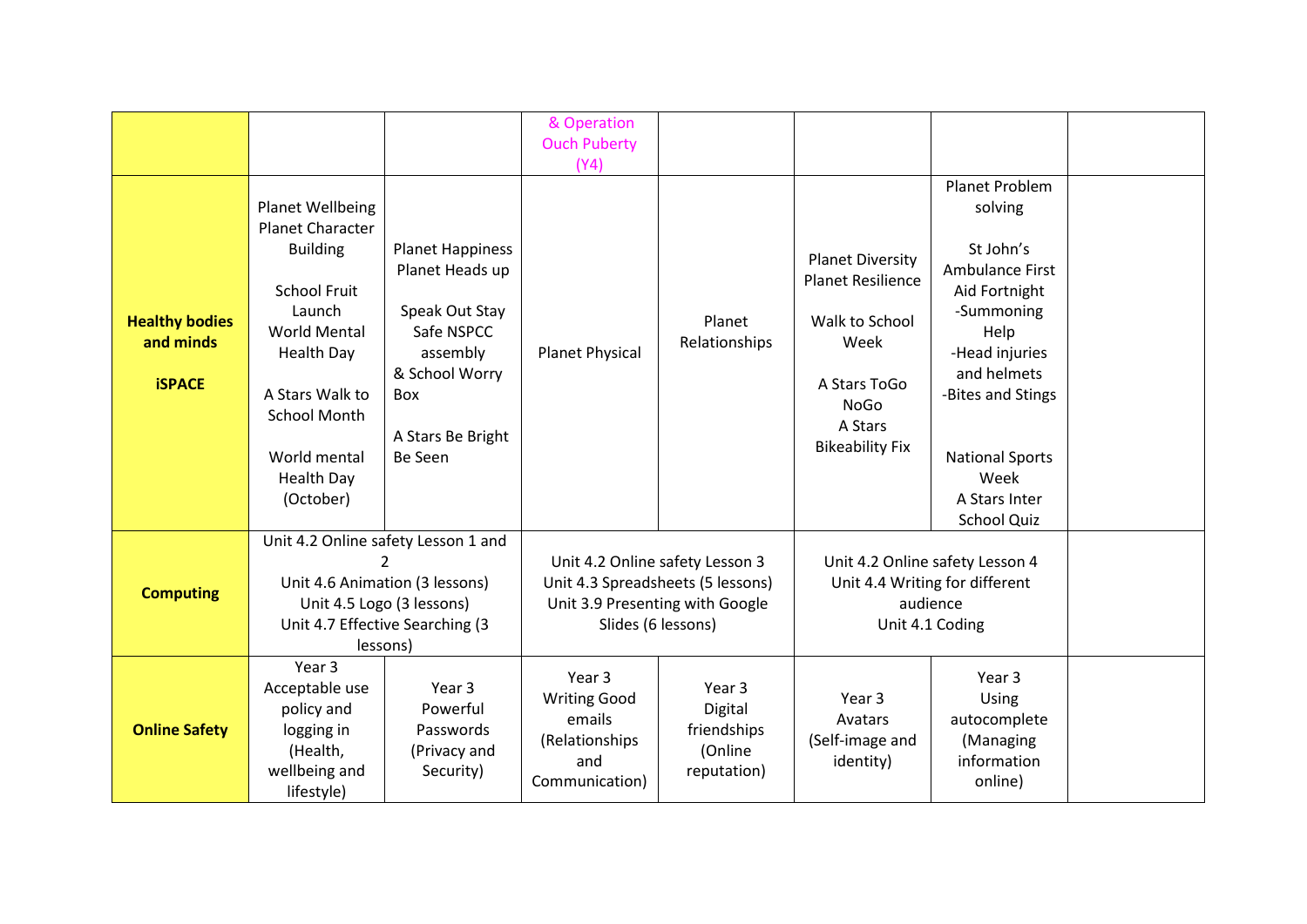| | | | | | | | |
|---|---|---|---|---|---|---|---|
| | | | & Operation Ouch Puberty (Y4) | | | | |
| **Healthy bodies and minds** **iSPACE** | Planet Wellbeing Planet Character Building School Fruit Launch World Mental Health Day A Stars Walk to School Month World mental Health Day (October) | Planet Happiness Planet Heads up Speak Out Stay Safe NSPCC assembly & School Worry Box A Stars Be Bright Be Seen | Planet Physical | Planet Relationships | Planet Diversity Planet Resilience Walk to School Week A Stars ToGo NoGo A Stars Bikeability Fix | Planet Problem solving St John's Ambulance First Aid Fortnight -Summoning Help -Head injuries and helmets -Bites and Stings National Sports Week A Stars Inter School Quiz | |
| **Computing** | Unit 4.2 Online safety Lesson 1 and 2 Unit 4.6 Animation (3 lessons) Unit 4.5 Logo (3 lessons) Unit 4.7 Effective Searching (3 lessons) | | Unit 4.2 Online safety Lesson 3 Unit 4.3 Spreadsheets (5 lessons) Unit 3.9 Presenting with Google Slides (6 lessons) | | Unit 4.2 Online safety Lesson 4 Unit 4.4 Writing for different audience Unit 4.1 Coding | | |
| **Online Safety** | Year 3 Acceptable use policy and logging in (Health, wellbeing and lifestyle) | Year 3 Powerful Passwords (Privacy and Security) | Year 3 Writing Good emails (Relationships and Communication) | Year 3 Digital friendships (Online reputation) | Year 3 Avatars (Self-image and identity) | Year 3 Using autocomplete (Managing information online) | |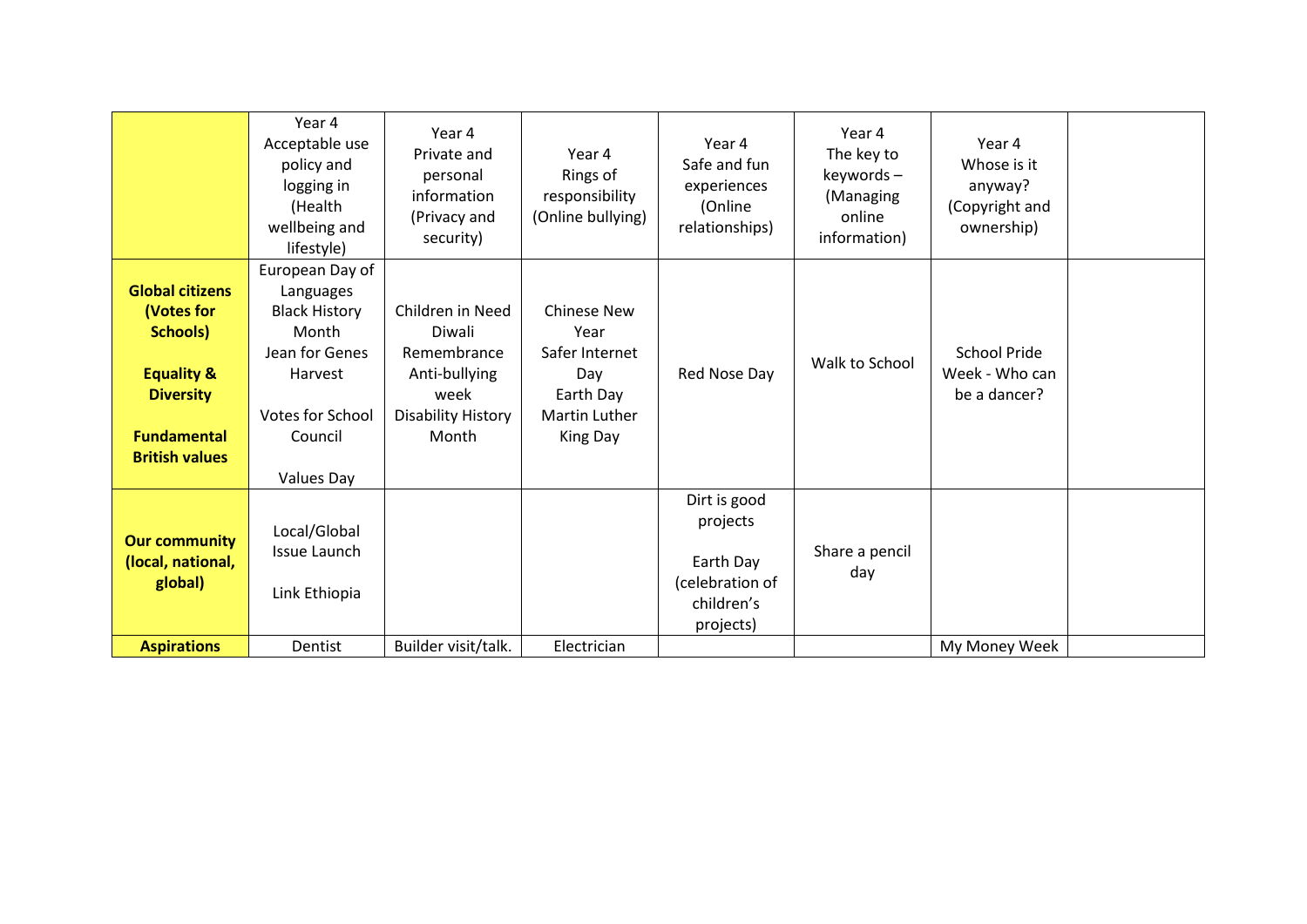| | Year 4 Acceptable use policy and logging in (Health wellbeing and lifestyle) | Year 4 Private and personal information (Privacy and security) | Year 4 Rings of responsibility (Online bullying) | Year 4 Safe and fun experiences (Online relationships) | Year 4 The key to keywords – (Managing online information) | Year 4 Whose is it anyway? (Copyright and ownership) | |
|---|---|---|---|---|---|---|---|
| **Global citizens (Votes for Schools)**<br><br>**Equality & Diversity**<br><br>**Fundamental British values** | European Day of Languages<br>Black History Month<br>Jean for Genes<br>Harvest<br><br>Votes for School Council<br><br>Values Day | Children in Need<br>Diwali<br>Remembrance<br>Anti-bullying week<br>Disability History Month | Chinese New Year<br>Safer Internet Day<br>Earth Day<br>Martin Luther King Day | Red Nose Day | Walk to School | School Pride Week - Who can be a dancer? | |
| **Our community (local, national, global)** | Local/Global Issue Launch<br><br>Link Ethiopia | | | Dirt is good projects<br><br>Earth Day (celebration of children's projects) | Share a pencil day | | |
| **Aspirations** | Dentist | Builder visit/talk. | Electrician | | | My Money Week | |